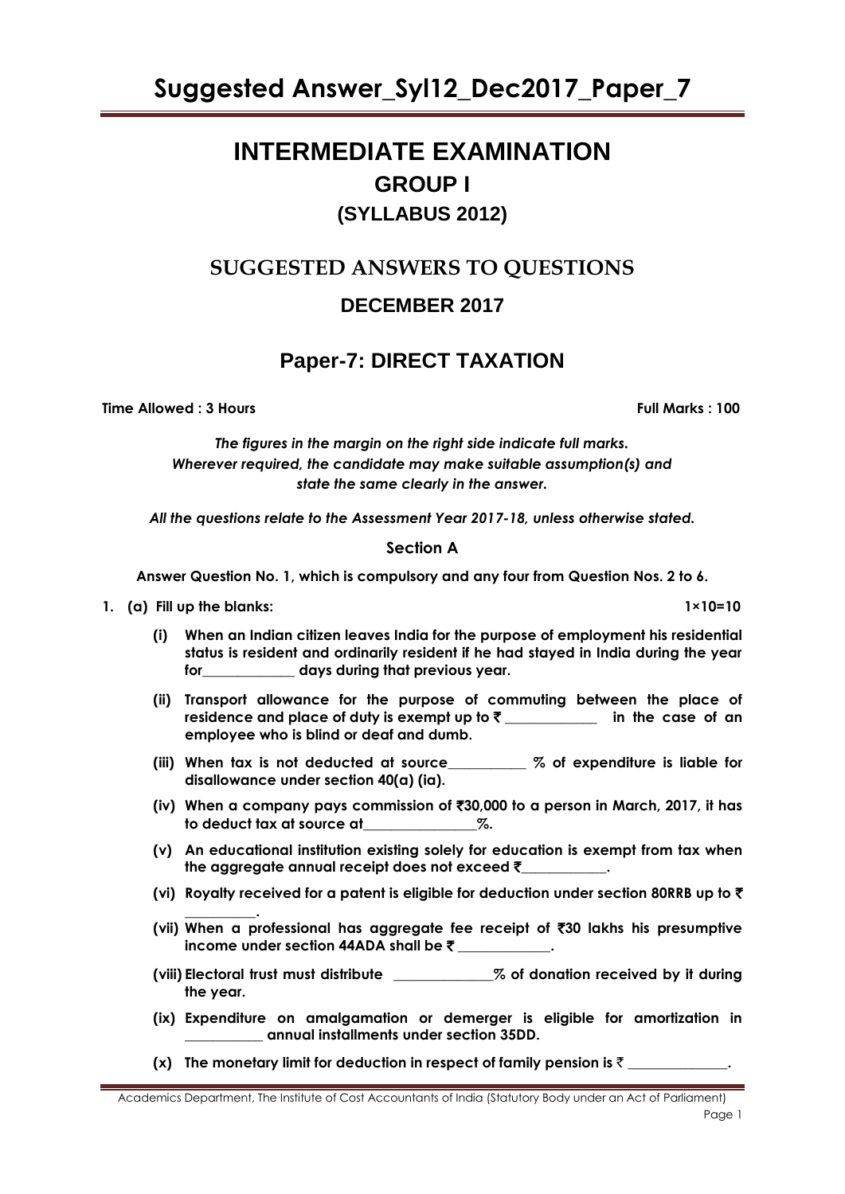# Suggested Answer_Syl12_Dec2017_Paper_7

# INTERMEDIATE EXAMINATION
## GROUP I
### (SYLLABUS 2012)

## SUGGESTED ANSWERS TO QUESTIONS
### DECEMBER 2017

## Paper-7: DIRECT TAXATION

**Time Allowed : 3 Hours** **Full Marks : 100**

***The figures in the margin on the right side indicate full marks.***
***Wherever required, the candidate may make suitable assumption(s) and state the same clearly in the answer.***

***All the questions relate to the Assessment Year 2017-18, unless otherwise stated.***

**Section A**

**Answer Question No. 1, which is compulsory and any four from Question Nos. 2 to 6.**

**1. (a) Fill up the blanks: 1×10=10**

**(i) When an Indian citizen leaves India for the purpose of employment his residential status is resident and ordinarily resident if he had stayed in India during the year for_____________ days during that previous year.**

**(ii) Transport allowance for the purpose of commuting between the place of residence and place of duty is exempt up to ₹ _____________ in the case of an employee who is blind or deaf and dumb.**

**(iii) When tax is not deducted at source___________ % of expenditure is liable for disallowance under section 40(a) (ia).**

**(iv) When a company pays commission of ₹30,000 to a person in March, 2017, it has to deduct tax at source at_______________%.**

**(v) An educational institution existing solely for education is exempt from tax when the aggregate annual receipt does not exceed ₹___________.**

**(vi) Royalty received for a patent is eligible for deduction under section 80RRB up to ₹ __________.**

**(vii) When a professional has aggregate fee receipt of ₹30 lakhs his presumptive income under section 44ADA shall be ₹ _____________.**

**(viii) Electoral trust must distribute ______________% of donation received by it during the year.**

**(ix) Expenditure on amalgamation or demerger is eligible for amortization in ___________ annual installments under section 35DD.**

**(x) The monetary limit for deduction in respect of family pension is ₹ ______________.**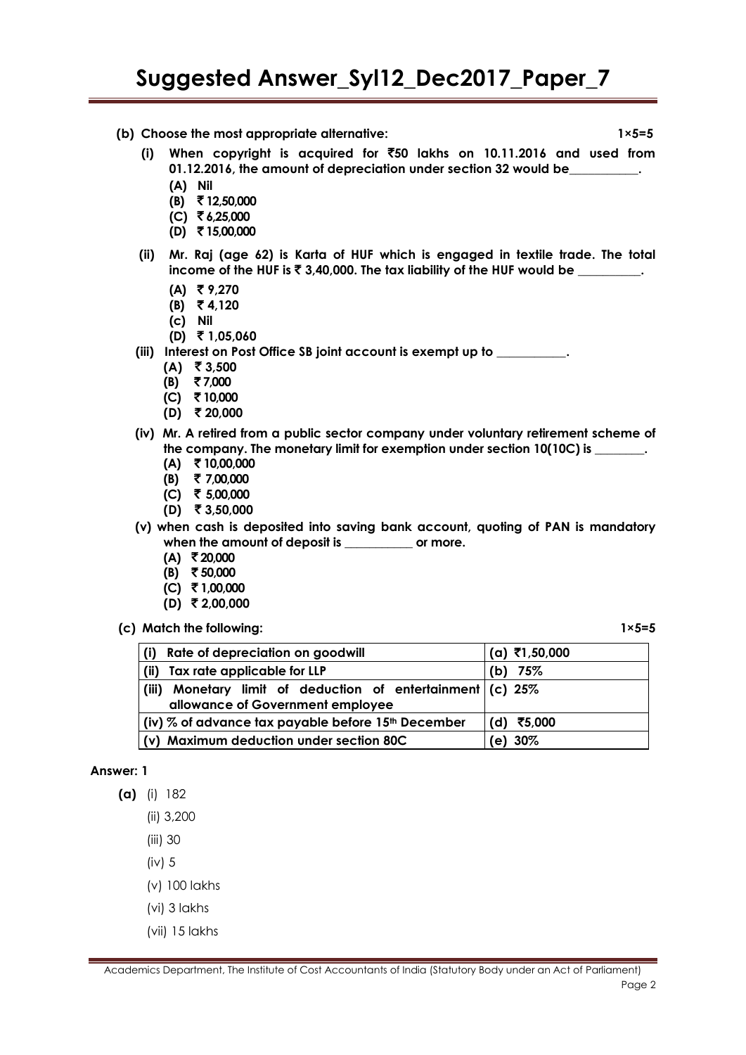**(b) Choose the most appropriate alternative: 1×5=5**

**(i) When copyright is acquired for ₹50 lakhs on 10.11.2016 and used from 01.12.2016, the amount of depreciation under section 32 would be___________.**

- **(A) Nil**
- **(B) ₹ 12,50,000**
- **(C) ₹ 6,25,000**
- **(D) ₹ 15,00,000**

**(ii) Mr. Raj (age 62) is Karta of HUF which is engaged in textile trade. The total income of the HUF is ₹ 3,40,000. The tax liability of the HUF would be __________.**

- **(A) ₹ 9,270**
- **(B) ₹ 4,120**
- **(c) Nil**
- **(D) ₹ 1,05,060**

**(iii) Interest on Post Office SB joint account is exempt up to ___________.**

- **(A) ₹ 3,500**
- **(B) ₹ 7,000**
- **(C) ₹ 10,000**
- **(D) ₹ 20,000**

**(iv) Mr. A retired from a public sector company under voluntary retirement scheme of the company. The monetary limit for exemption under section 10(10C) is ________.**

- **(A) ₹ 10,00,000**
- **(B) ₹ 7,00,000**
- **(C) ₹ 5,00,000**
- **(D) ₹ 3,50,000**

**(v) when cash is deposited into saving bank account, quoting of PAN is mandatory when the amount of deposit is ___________ or more.**

- **(A) ₹ 20,000**
- **(B) ₹ 50,000**
- **(C) ₹ 1,00,000**
- **(D) ₹ 2,00,000**

**(c) Match the following: 1×5=5**

| | |
|---|---|
| **(i) Rate of depreciation on goodwill** | **(a) ₹1,50,000** |
| **(ii) Tax rate applicable for LLP** | **(b) 75%** |
| **(iii) Monetary limit of deduction of entertainment allowance of Government employee** | **(c) 25%** |
| **(iv) % of advance tax payable before 15th December** | **(d) ₹5,000** |
| **(v) Maximum deduction under section 80C** | **(e) 30%** |

**Answer: 1**

**(a)** (i) 182

(ii) 3,200

(iii) 30

(iv) 5

(v) 100 lakhs

(vi) 3 lakhs

(vii) 15 lakhs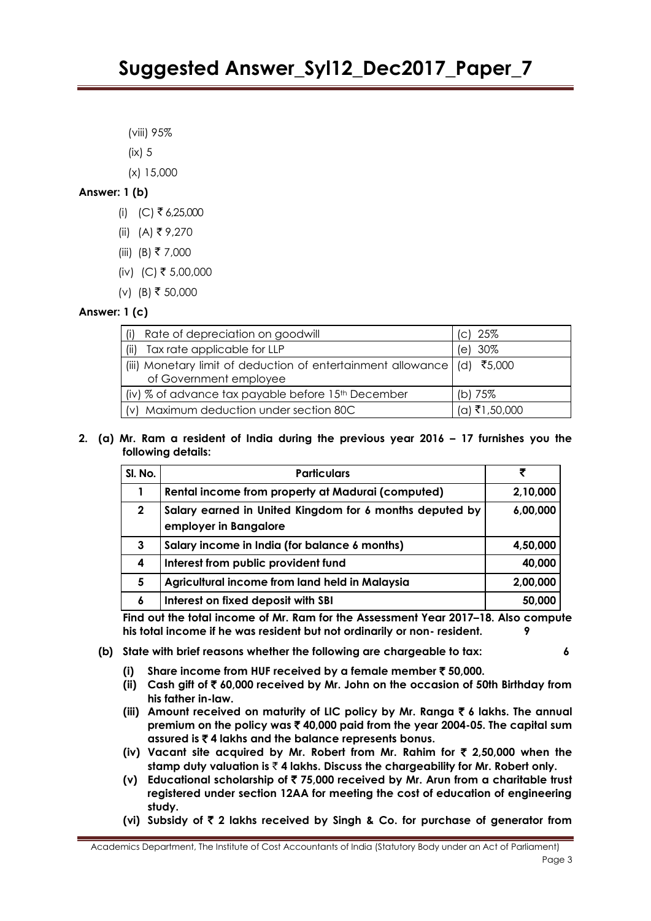(viii) 95%

(ix) 5

(x) 15,000

**Answer: 1 (b)**

(i) (C) ₹ 6,25,000

(ii) (A) ₹ 9,270

(iii) (B) ₹ 7,000

(iv) (C) ₹ 5,00,000

(v) (B) ₹ 50,000

**Answer: 1 (c)**

| | |
|---|---|
| (i) Rate of depreciation on goodwill | (c) 25% |
| (ii) Tax rate applicable for LLP | (e) 30% |
| (iii) Monetary limit of deduction of entertainment allowance of Government employee | (d) ₹5,000 |
| (iv) % of advance tax payable before 15th December | (b) 75% |
| (v) Maximum deduction under section 80C | (a) ₹1,50,000 |

**2. (a) Mr. Ram a resident of India during the previous year 2016 – 17 furnishes you the following details:**

| Sl. No. | Particulars | ₹ |
|---|---|---|
| 1 | Rental income from property at Madurai (computed) | 2,10,000 |
| 2 | Salary earned in United Kingdom for 6 months deputed by employer in Bangalore | 6,00,000 |
| 3 | Salary income in India (for balance 6 months) | 4,50,000 |
| 4 | Interest from public provident fund | 40,000 |
| 5 | Agricultural income from land held in Malaysia | 2,00,000 |
| 6 | Interest on fixed deposit with SBI | 50,000 |

**Find out the total income of Mr. Ram for the Assessment Year 2017–18. Also compute his total income if he was resident but not ordinarily or non- resident. 9**

**(b) State with brief reasons whether the following are chargeable to tax: 6**

**(i) Share income from HUF received by a female member ₹ 50,000.**

**(ii) Cash gift of ₹ 60,000 received by Mr. John on the occasion of 50th Birthday from his father in-law.**

**(iii) Amount received on maturity of LIC policy by Mr. Ranga ₹ 6 lakhs. The annual premium on the policy was ₹ 40,000 paid from the year 2004-05. The capital sum assured is ₹ 4 lakhs and the balance represents bonus.**

**(iv) Vacant site acquired by Mr. Robert from Mr. Rahim for ₹ 2,50,000 when the stamp duty valuation is ₹ 4 lakhs. Discuss the chargeability for Mr. Robert only.**

**(v) Educational scholarship of ₹ 75,000 received by Mr. Arun from a charitable trust registered under section 12AA for meeting the cost of education of engineering study.**

**(vi) Subsidy of ₹ 2 lakhs received by Singh & Co. for purchase of generator from**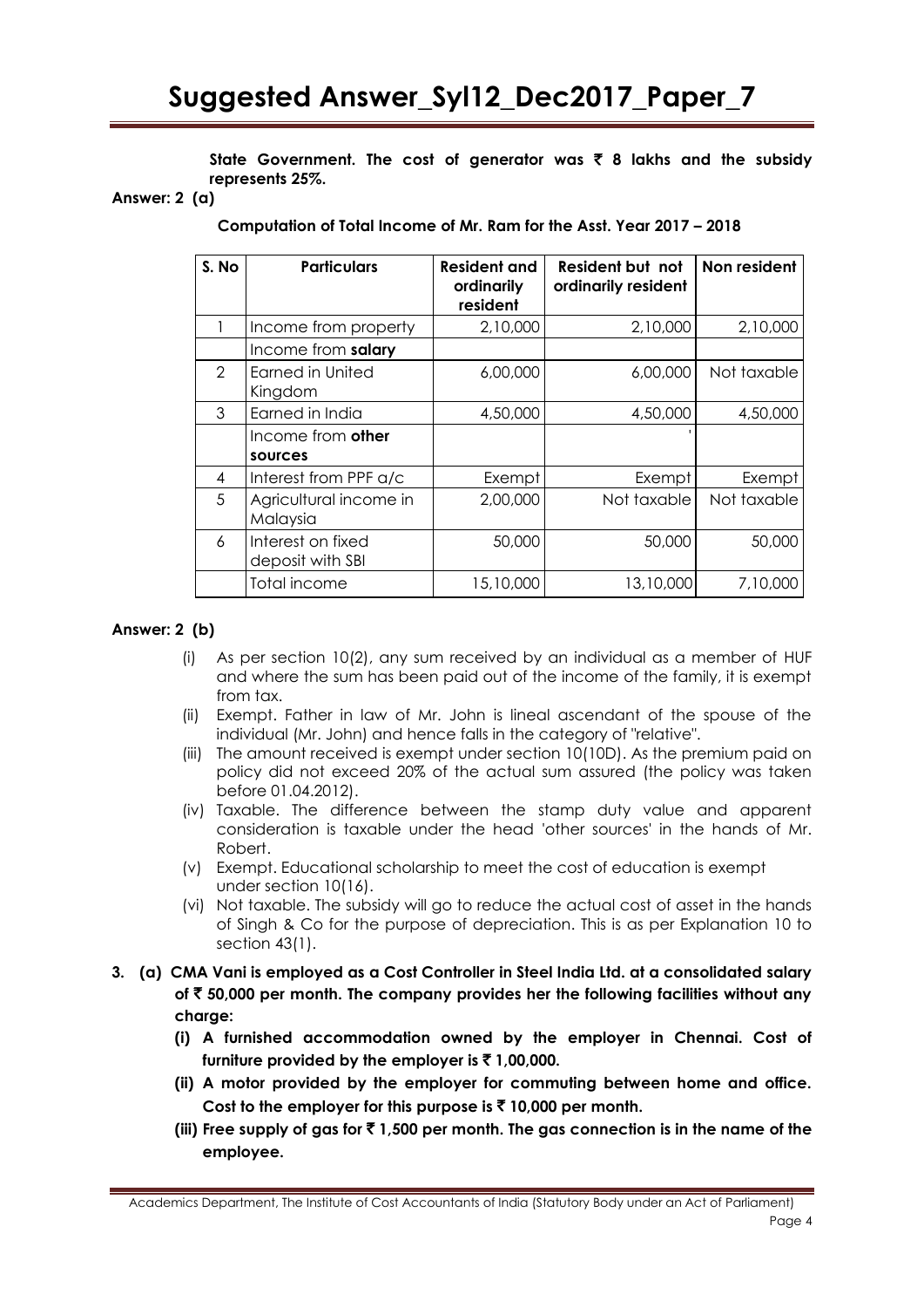**State Government. The cost of generator was ₹ 8 lakhs and the subsidy represents 25%.**

**Answer: 2 (a)**

**Computation of Total Income of Mr. Ram for the Asst. Year 2017 – 2018**

| S. No | Particulars | Resident and ordinarily resident | Resident but not ordinarily resident | Non resident |
|---|---|---|---|---|
| 1 | Income from property | 2,10,000 | 2,10,000 | 2,10,000 |
| | Income from **salary** | | | |
| 2 | Earned in United Kingdom | 6,00,000 | 6,00,000 | Not taxable |
| 3 | Earned in India | 4,50,000 | 4,50,000 | 4,50,000 |
| | Income from **other sources** | | | |
| 4 | Interest from PPF a/c | Exempt | Exempt | Exempt |
| 5 | Agricultural income in Malaysia | 2,00,000 | Not taxable | Not taxable |
| 6 | Interest on fixed deposit with SBI | 50,000 | 50,000 | 50,000 |
| | Total income | 15,10,000 | 13,10,000 | 7,10,000 |

**Answer: 2 (b)**

(i) As per section 10(2), any sum received by an individual as a member of HUF and where the sum has been paid out of the income of the family, it is exempt from tax.

(ii) Exempt. Father in law of Mr. John is lineal ascendant of the spouse of the individual (Mr. John) and hence falls in the category of "relative".

(iii) The amount received is exempt under section 10(10D). As the premium paid on policy did not exceed 20% of the actual sum assured (the policy was taken before 01.04.2012).

(iv) Taxable. The difference between the stamp duty value and apparent consideration is taxable under the head 'other sources' in the hands of Mr. Robert.

(v) Exempt. Educational scholarship to meet the cost of education is exempt under section 10(16).

(vi) Not taxable. The subsidy will go to reduce the actual cost of asset in the hands of Singh & Co for the purpose of depreciation. This is as per Explanation 10 to section 43(1).

**3. (a) CMA Vani is employed as a Cost Controller in Steel India Ltd. at a consolidated salary of ₹ 50,000 per month. The company provides her the following facilities without any charge:**

**(i) A furnished accommodation owned by the employer in Chennai. Cost of furniture provided by the employer is ₹ 1,00,000.**

**(ii) A motor provided by the employer for commuting between home and office. Cost to the employer for this purpose is ₹ 10,000 per month.**

**(iii) Free supply of gas for ₹ 1,500 per month. The gas connection is in the name of the employee.**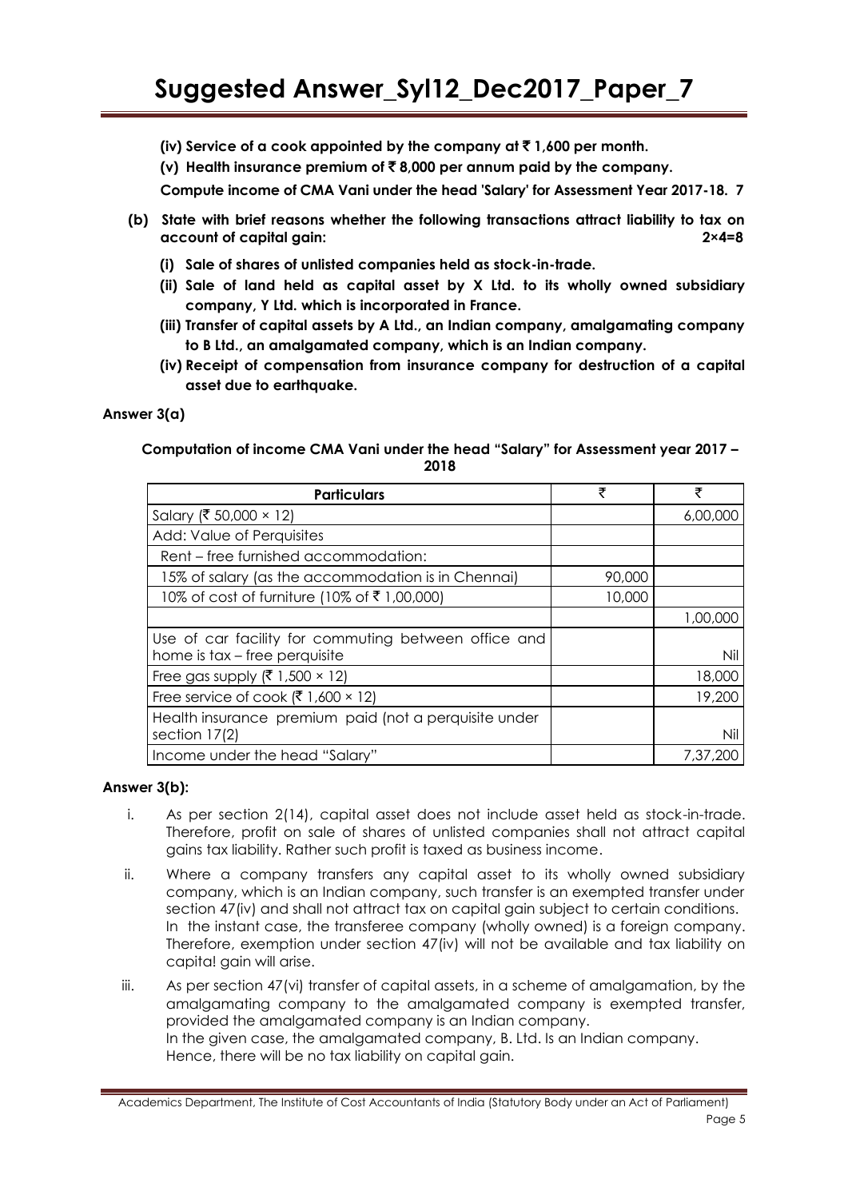**(iv) Service of a cook appointed by the company at ₹ 1,600 per month.**

**(v) Health insurance premium of ₹ 8,000 per annum paid by the company.**

**Compute income of CMA Vani under the head 'Salary' for Assessment Year 2017-18. 7**

**(b) State with brief reasons whether the following transactions attract liability to tax on account of capital gain: 2×4=8**

**(i) Sale of shares of unlisted companies held as stock-in-trade.**

**(ii) Sale of land held as capital asset by X Ltd. to its wholly owned subsidiary company, Y Ltd. which is incorporated in France.**

**(iii) Transfer of capital assets by A Ltd., an Indian company, amalgamating company to B Ltd., an amalgamated company, which is an Indian company.**

**(iv) Receipt of compensation from insurance company for destruction of a capital asset due to earthquake.**

**Answer 3(a)**

**Computation of income CMA Vani under the head "Salary" for Assessment year 2017 – 2018**

| Particulars | ₹ | ₹ |
|---|---|---|
| Salary (₹ 50,000 × 12) | | 6,00,000 |
| Add: Value of Perquisites | | |
| Rent – free furnished accommodation: | | |
| 15% of salary (as the accommodation is in Chennai) | 90,000 | |
| 10% of cost of furniture (10% of ₹ 1,00,000) | 10,000 | |
| | | 1,00,000 |
| Use of car facility for commuting between office and home is tax – free perquisite | | Nil |
| Free gas supply (₹ 1,500 × 12) | | 18,000 |
| Free service of cook (₹ 1,600 × 12) | | 19,200 |
| Health insurance premium paid (not a perquisite under section 17(2) | | Nil |
| Income under the head "Salary" | | 7,37,200 |

**Answer 3(b):**

i. As per section 2(14), capital asset does not include asset held as stock-in-trade. Therefore, profit on sale of shares of unlisted companies shall not attract capital gains tax liability. Rather such profit is taxed as business income.

ii. Where a company transfers any capital asset to its wholly owned subsidiary company, which is an Indian company, such transfer is an exempted transfer under section 47(iv) and shall not attract tax on capital gain subject to certain conditions. In the instant case, the transferee company (wholly owned) is a foreign company. Therefore, exemption under section 47(iv) will not be available and tax liability on capita! gain will arise.

iii. As per section 47(vi) transfer of capital assets, in a scheme of amalgamation, by the amalgamating company to the amalgamated company is exempted transfer, provided the amalgamated company is an Indian company.
In the given case, the amalgamated company, B. Ltd. Is an Indian company.
Hence, there will be no tax liability on capital gain.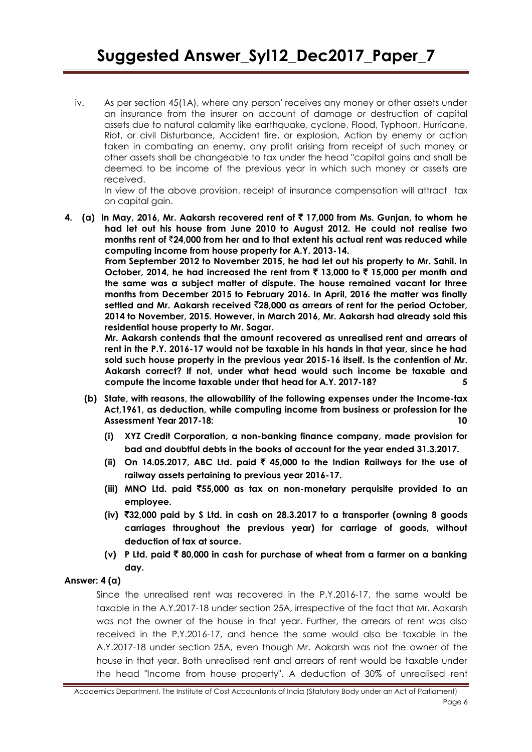iv. As per section 45(1A), where any person' receives any money or other assets under an insurance from the insurer on account of damage *or* destruction of capital assets due to natural calamity like earthquake, cyclone, Flood, Typhoon, Hurricane, Riot, or civil Disturbance, Accident fire, or explosion, Action by enemy or action taken in combating an enemy, any profit arising from receipt of such money or other assets shall be changeable to tax under the head "capital gains and shall be deemed to be income of the previous year in which such money or assets are received.

In view of the above provision, receipt of insurance compensation will attract tax on capital gain.

**4. (a) In May, 2016, Mr. Aakarsh recovered rent of ₹ 17,000 from Ms. Gunjan, to whom he had let out his house from June 2010 to August 2012. He could not realise two months rent of ₹24,000 from her and to that extent his actual rent was reduced while computing income from house property for A.Y. 2013-14.**

**From September 2012 to November 2015, he had let out his property to Mr. Sahil. In October, 2014, he had increased the rent from ₹ 13,000 to ₹ 15,000 per month and the same was a subject matter of dispute. The house remained vacant for three months from December 2015 to February 2016. In April, 2016 the matter was finally settled and Mr. Aakarsh received ₹28,000 as arrears of rent for the period October, 2014 to November, 2015. However, in March 2016, Mr. Aakarsh had already sold this residential house property to Mr. Sagar.**

**Mr. Aakarsh contends that the amount recovered as unrealised rent and arrears of rent in the P.Y. 2016-17 would not be taxable in his hands in that year, since he had sold such house property in the previous year 2015-16 itself. Is the contention of Mr. Aakarsh correct? If not, under what head would such income be taxable and compute the income taxable under that head for A.Y. 2017-18? 5**

**(b) State, with reasons, the allowability of the following expenses under the Income-tax Act,1961, as deduction, while computing income from business or profession for the Assessment Year 2017-18: 10**

**(i) XYZ Credit Corporation, a non-banking finance company, made provision for bad and doubtful debts in the books of account for the year ended 31.3.2017.**

**(ii) On 14.05.2017, ABC Ltd. paid ₹ 45,000 to the Indian Railways for the use of railway assets pertaining to previous year 2016-17.**

**(iii) MNO Ltd. paid ₹55,000 as tax on non-monetary perquisite provided to an employee.**

**(iv) ₹32,000 paid by S Ltd. in cash on 28.3.2017 to a transporter (owning 8 goods carriages throughout the previous year) for carriage of goods, without deduction of tax at source.**

**(v) P Ltd. paid ₹ 80,000 in cash for purchase of wheat from a farmer on a banking day.**

**Answer: 4 (a)**

Since the unrealised rent was recovered in the P.Y.2016-17, the same would be taxable in the A.Y.2017-18 under section 25A, irrespective of the fact that Mr. Aakarsh was not the owner of the house in that year. Further, the arrears of rent was also received in the P.Y.2016-17, and hence the same would also be taxable in the A.Y.2017-18 under section 25A, even though Mr. Aakarsh was not the owner of the house in that year. Both unrealised rent and arrears of rent would be taxable under the head "Income from house property". A deduction of 30% of unrealised rent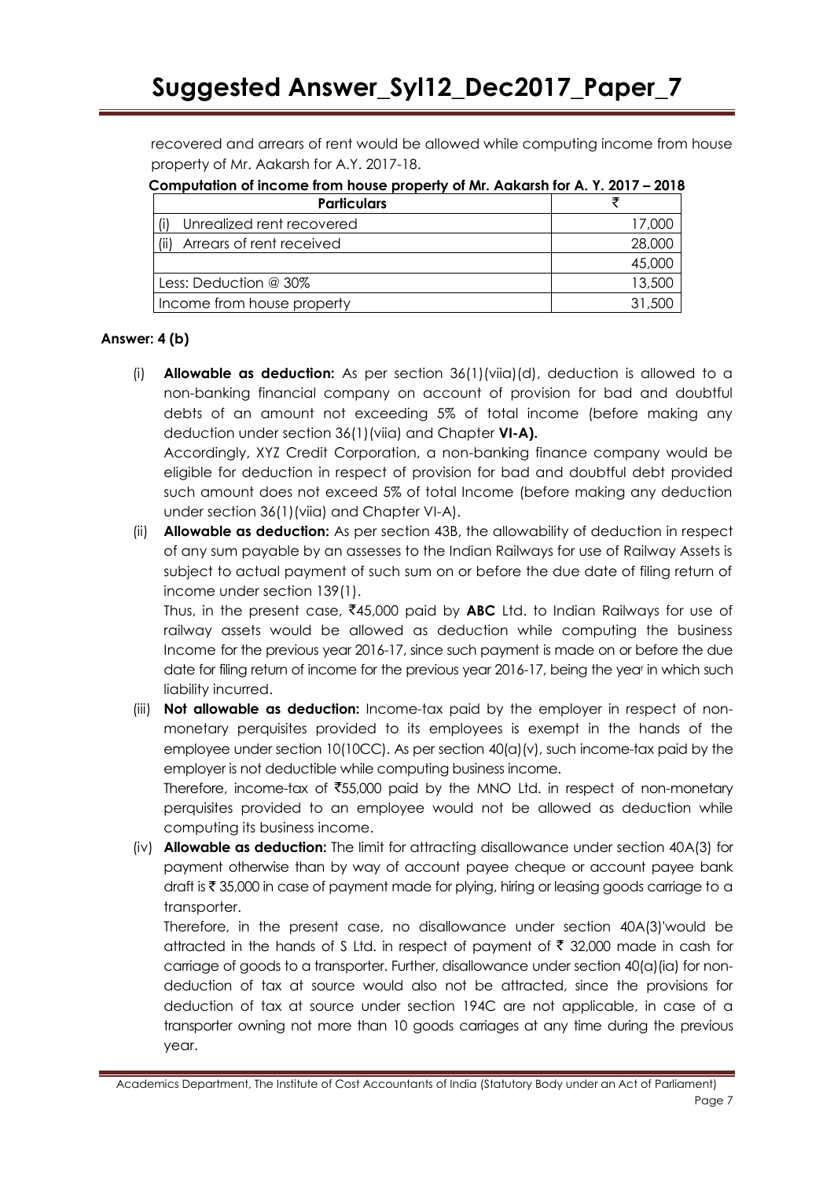recovered and arrears of rent would be allowed while computing income from house property of Mr. Aakarsh for A.Y. 2017-18.

**Computation of income from house property of Mr. Aakarsh for A. Y. 2017 – 2018**

| Particulars | ₹ |
|---|---|
| (i) Unrealized rent recovered | 17,000 |
| (ii) Arrears of rent received | 28,000 |
| | 45,000 |
| Less: Deduction @ 30% | 13,500 |
| Income from house property | 31,500 |

**Answer: 4 (b)**

(i) **Allowable as deduction:** As per section 36(1)(viia)(d), deduction is allowed to a non-banking financial company on account of provision for bad and doubtful debts of an amount not exceeding 5% of total income (before making any deduction under section 36(1)(viia) and Chapter **VI-A).**
Accordingly, XYZ Credit Corporation, a non-banking finance company would be eligible for deduction in respect of provision for bad and doubtful debt provided such amount does not exceed 5% of total Income (before making any deduction under section 36(1)(viia) and Chapter VI-A).

(ii) **Allowable as deduction:** As per section 43B, the allowability of deduction in respect of any sum payable by an assesses to the Indian Railways for use of Railway Assets is subject to actual payment of such sum on or before the due date of filing return of income under section 139(1).
Thus, in the present case, ₹45,000 paid by **ABC** Ltd. to Indian Railways for use of railway assets would be allowed as deduction while computing the business Income for the previous year 2016-17, since such payment is made on or before the due date for filing return of income for the previous year 2016-17, being the year in which such liability incurred.

(iii) **Not allowable as deduction:** Income-tax paid by the employer in respect of non-monetary perquisites provided to its employees is exempt in the hands of the employee under section 10(10CC). As per section 40(a)(v), such income-tax paid by the employer is not deductible while computing business income.
Therefore, income-tax of ₹55,000 paid by the MNO Ltd. in respect of non-monetary perquisites provided to an employee would not be allowed as deduction while computing its business income.

(iv) **Allowable as deduction:** The limit for attracting disallowance under section 40A(3) for payment otherwise than by way of account payee cheque or account payee bank draft is ₹ 35,000 in case of payment made for plying, hiring or leasing goods carriage to a transporter.
Therefore, in the present case, no disallowance under section 40A(3)'would be attracted in the hands of S Ltd. in respect of payment of ₹ 32,000 made in cash for carriage of goods to a transporter. Further, disallowance under section 40(a)(ia) for non-deduction of tax at source would also not be attracted, since the provisions for deduction of tax at source under section 194C are not applicable, in case of a transporter owning not more than 10 goods carriages at any time during the previous year.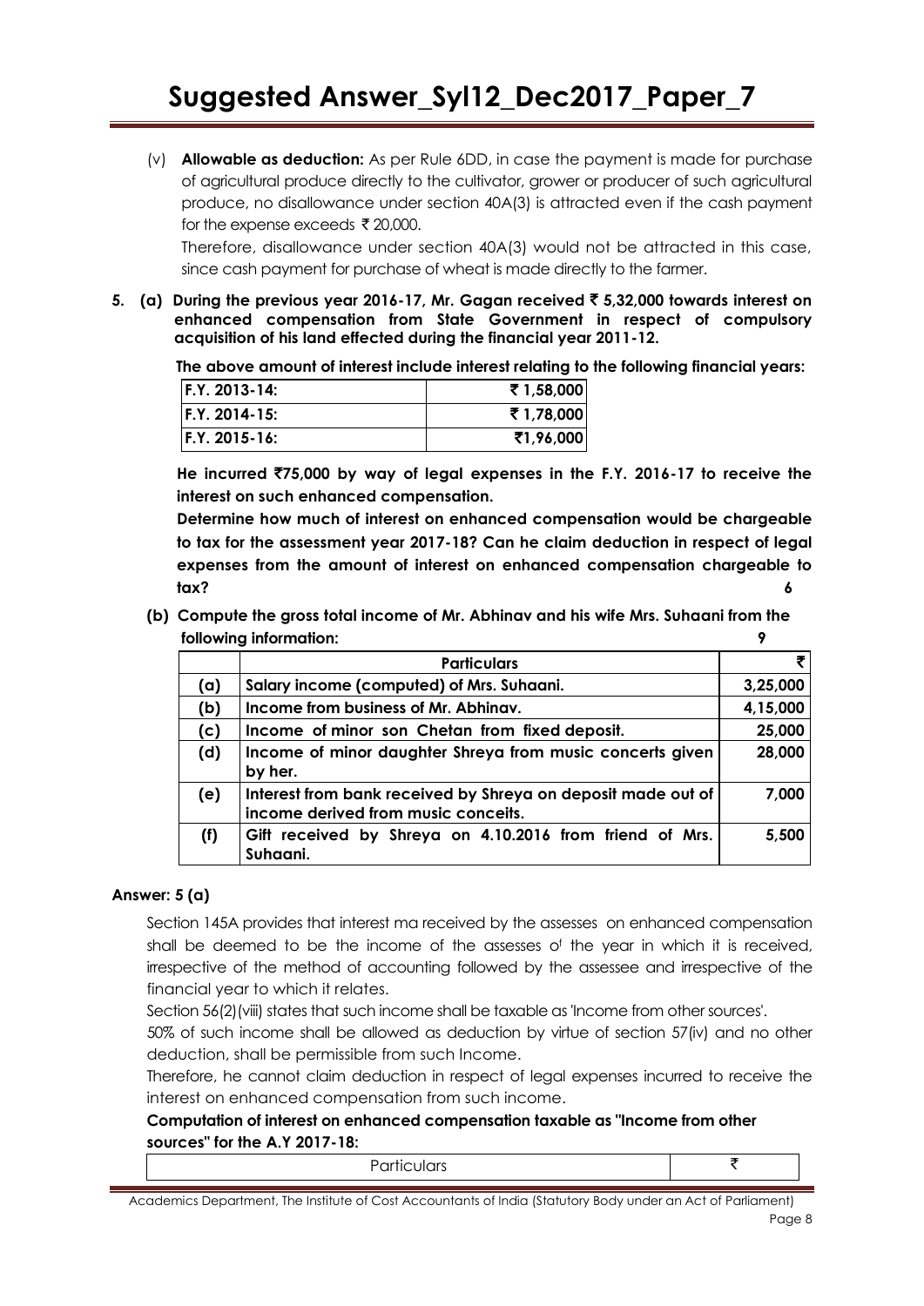(v) **Allowable as deduction:** As per Rule 6DD, in case the payment is made for purchase of agricultural produce directly to the cultivator, grower or producer of such agricultural produce, no disallowance under section 40A(3) is attracted even if the cash payment for the expense exceeds ₹ 20,000.

Therefore, disallowance under section 40A(3) would not be attracted in this case, since cash payment for purchase of wheat is made directly to the farmer.

**5. (a) During the previous year 2016-17, Mr. Gagan received ₹ 5,32,000 towards interest on enhanced compensation from State Government in respect of compulsory acquisition of his land effected during the financial year 2011-12.**

**The above amount of interest include interest relating to the following financial years:**

| | |
|---|---|
| **F.Y. 2013-14:** | **₹ 1,58,000** |
| **F.Y. 2014-15:** | **₹ 1,78,000** |
| **F.Y. 2015-16:** | **₹1,96,000** |

**He incurred ₹75,000 by way of legal expenses in the F.Y. 2016-17 to receive the interest on such enhanced compensation.**

**Determine how much of interest on enhanced compensation would be chargeable to tax for the assessment year 2017-18? Can he claim deduction in respect of legal expenses from the amount of interest on enhanced compensation chargeable to tax?** **6**

**(b) Compute the gross total income of Mr. Abhinav and his wife Mrs. Suhaani from the following information:** **9**

| | **Particulars** | **₹** |
|---|---|---|
| **(a)** | **Salary income (computed) of Mrs. Suhaani.** | **3,25,000** |
| **(b)** | **Income from business of Mr. Abhinav.** | **4,15,000** |
| **(c)** | **Income of minor son Chetan from fixed deposit.** | **25,000** |
| **(d)** | **Income of minor daughter Shreya from music concerts given by her.** | **28,000** |
| **(e)** | **Interest from bank received by Shreya on deposit made out of income derived from music conceits.** | **7,000** |
| **(f)** | **Gift received by Shreya on 4.10.2016 from friend of Mrs. Suhaani.** | **5,500** |

**Answer: 5 (a)**

Section 145A provides that interest ma received by the assesses on enhanced compensation shall be deemed to be the income of the assesses of the year in which it is received, irrespective of the method of accounting followed by the assessee and irrespective of the financial year to which it relates.

Section 56(2)(viii) states that such income shall be taxable as 'Income from other sources'.

50% of such income shall be allowed as deduction by virtue of section 57(iv) and no other deduction, shall be permissible from such Income.

Therefore, he cannot claim deduction in respect of legal expenses incurred to receive the interest on enhanced compensation from such income.

**Computation of interest on enhanced compensation taxable as "Income from other sources" for the A.Y 2017-18:**

| Particulars | ₹ |
|---|---|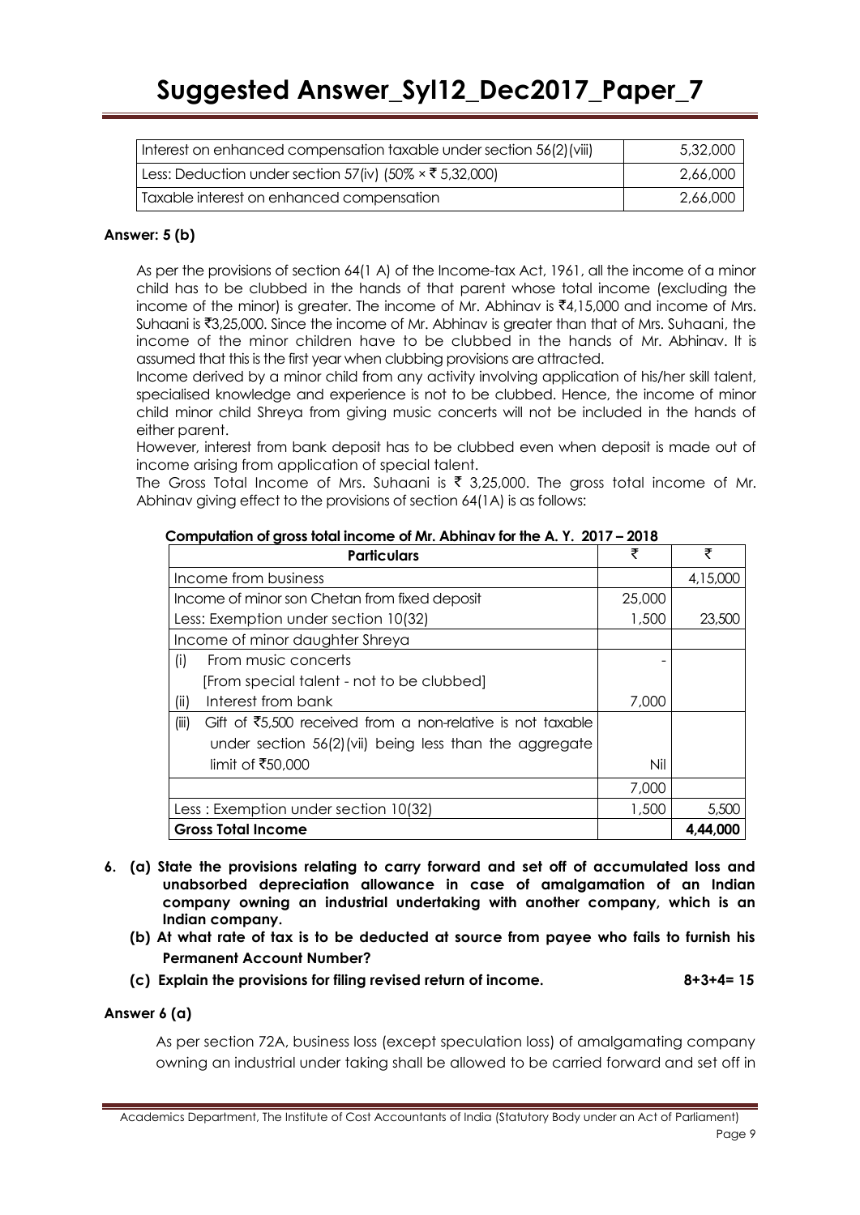| Interest on enhanced compensation taxable under section 56(2)(viii) | 5,32,000 |
|---|---|
| Less: Deduction under section 57(iv) (50% × ₹ 5,32,000) | 2,66,000 |
| Taxable interest on enhanced compensation | 2,66,000 |

**Answer: 5 (b)**

As per the provisions of section 64(1 A) of the Income-tax Act, 1961, all the income of a minor child has to be clubbed in the hands of that parent whose total income (excluding the income of the minor) is greater. The income of Mr. Abhinav is ₹4,15,000 and income of Mrs. Suhaani is ₹3,25,000. Since the income of Mr. Abhinav is greater than that of Mrs. Suhaani, the income of the minor children have to be clubbed in the hands of Mr. Abhinav. It is assumed that this is the first year when clubbing provisions are attracted.

Income derived by a minor child from any activity involving application of his/her skill talent, specialised knowledge and experience is not to be clubbed. Hence, the income of minor child minor child Shreya from giving music concerts will not be included in the hands of either parent.

However, interest from bank deposit has to be clubbed even when deposit is made out of income arising from application of special talent.

The Gross Total Income of Mrs. Suhaani is ₹ 3,25,000. The gross total income of Mr. Abhinav giving effect to the provisions of section 64(1A) is as follows:

**Computation of gross total income of Mr. Abhinav for the A. Y. 2017 – 2018**

| Particulars | ₹ | ₹ |
|---|---|---|
| Income from business | | 4,15,000 |
| Income of minor son Chetan from fixed deposit | 25,000 | |
| Less: Exemption under section 10(32) | 1,500 | 23,500 |
| Income of minor daughter Shreya | | |
| (i) From music concerts [From special talent - not to be clubbed] | - | |
| (ii) Interest from bank | 7,000 | |
| (iii) Gift of ₹5,500 received from a non-relative is not taxable under section 56(2)(vii) being less than the aggregate limit of ₹50,000 | Nil | |
| | 7,000 | |
| Less : Exemption under section 10(32) | 1,500 | 5,500 |
| **Gross Total Income** | | **4,44,000** |

**6. (a) State the provisions relating to carry forward and set off of accumulated loss and unabsorbed depreciation allowance in case of amalgamation of an Indian company owning an industrial undertaking with another company, which is an Indian company.**

**(b) At what rate of tax is to be deducted at source from payee who fails to furnish his Permanent Account Number?**

**(c) Explain the provisions for filing revised return of income. 8+3+4= 15**

**Answer 6 (a)**

As per section 72A, business loss (except speculation loss) of amalgamating company owning an industrial under taking shall be allowed to be carried forward and set off in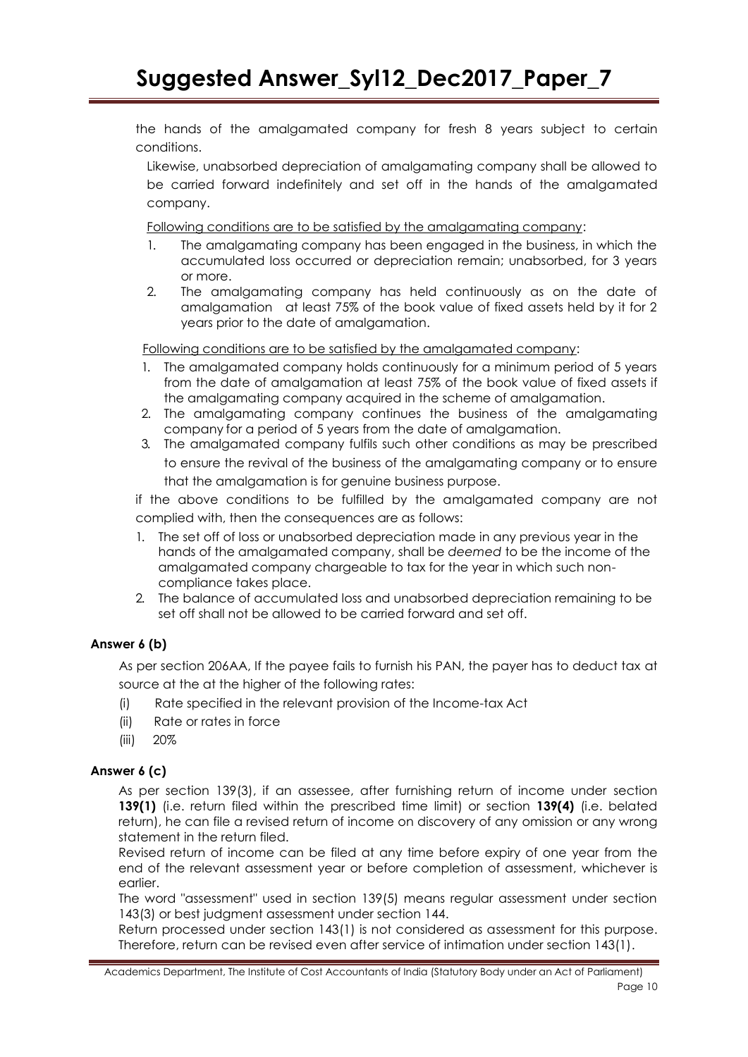the hands of the amalgamated company for fresh 8 years subject to certain conditions.

Likewise, unabsorbed depreciation of amalgamating company shall be allowed to be carried forward indefinitely and set off in the hands of the amalgamated company.

<u>Following conditions are to be satisfied by the amalgamating company</u>:

1. The amalgamating company has been engaged in the business, in which the accumulated loss occurred or depreciation remain; unabsorbed, for 3 years or more.
2. The amalgamating company has held continuously as on the date of amalgamation at least 75% of the book value of fixed assets held by it for 2 years prior to the date of amalgamation.

<u>Following conditions are to be satisfied by the amalgamated company</u>:

1. The amalgamated company holds continuously for a minimum period of 5 years from the date of amalgamation at least 75% of the book value of fixed assets if the amalgamating company acquired in the scheme of amalgamation.
2. The amalgamating company continues the business of the amalgamating company for a period of 5 years from the date of amalgamation.
3. The amalgamated company fulfils such other conditions as may be prescribed to ensure the revival of the business of the amalgamating company or to ensure that the amalgamation is for genuine business purpose.

if the above conditions to be fulfilled by the amalgamated company are not complied with, then the consequences are as follows:

1. The set off of loss or unabsorbed depreciation made in any previous year in the hands of the amalgamated company, shall be *deemed* to be the income of the amalgamated company chargeable to tax for the year in which such non-compliance takes place.
2. The balance of accumulated loss and unabsorbed depreciation remaining to be set off shall not be allowed to be carried forward and set off.

**Answer 6 (b)**

As per section 206AA, If the payee fails to furnish his PAN, the payer has to deduct tax at source at the at the higher of the following rates:

(i) Rate specified in the relevant provision of the Income-tax Act

(ii) Rate or rates in force

(iii) 20%

**Answer 6 (c)**

As per section 139(3), if an assessee, after furnishing return of income under section **139(1)** (i.e. return filed within the prescribed time limit) or section **139(4)** (i.e. belated return), he can file a revised return of income on discovery of any omission or any wrong statement in the return filed.

Revised return of income can be filed at any time before expiry of one year from the end of the relevant assessment year or before completion of assessment, whichever is earlier.

The word "assessment" used in section 139(5) means regular assessment under section 143(3) or best judgment assessment under section 144.

Return processed under section 143(1) is not considered as assessment for this purpose. Therefore, return can be revised even after service of intimation under section 143(1).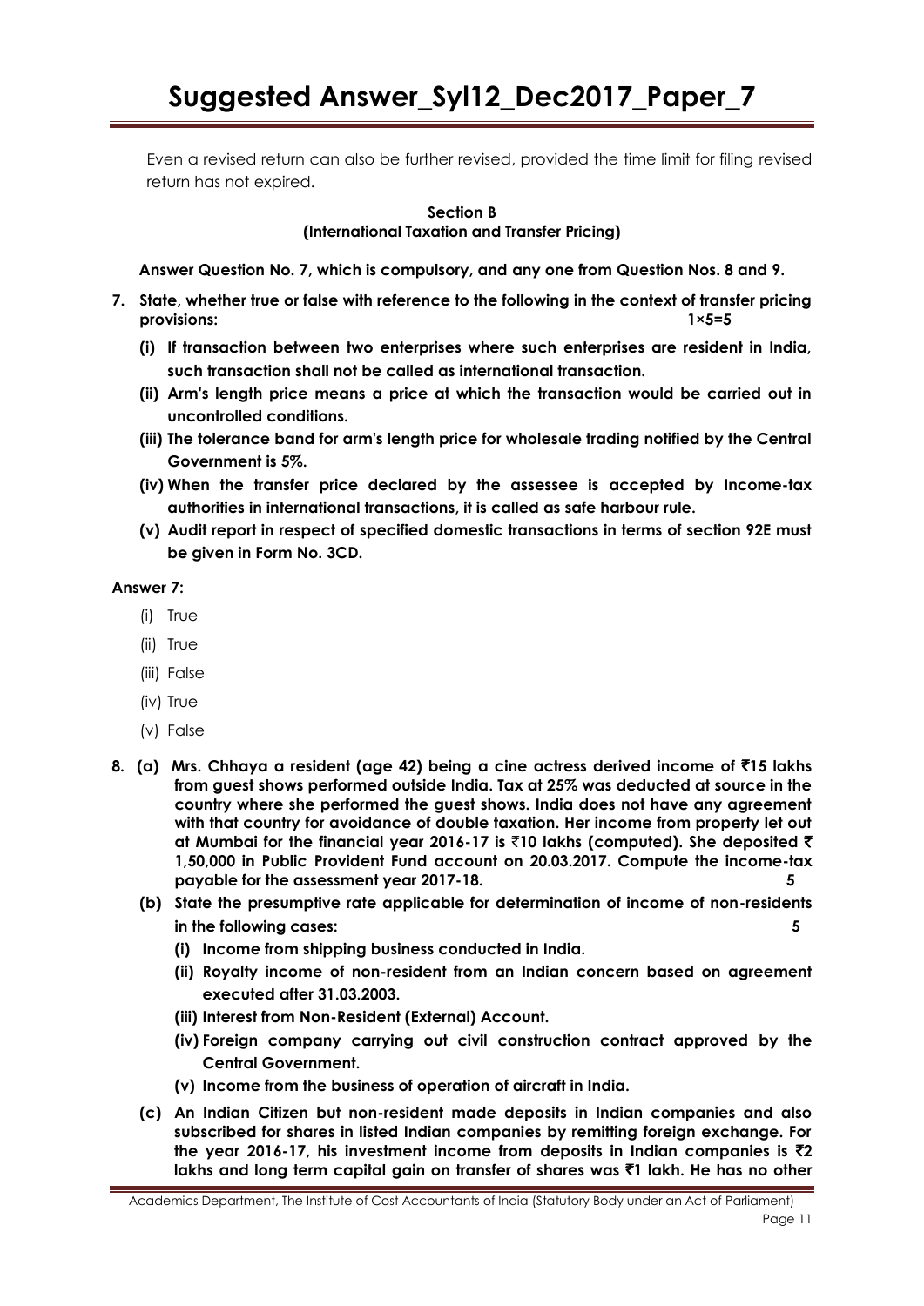Even a revised return can also be further revised, provided the time limit for filing revised return has not expired.

**Section B**
**(International Taxation and Transfer Pricing)**

**Answer Question No. 7, which is compulsory, and any one from Question Nos. 8 and 9.**

**7. State, whether true or false with reference to the following in the context of transfer pricing provisions: 1×5=5**

**(i) If transaction between two enterprises where such enterprises are resident in India, such transaction shall not be called as international transaction.**

**(ii) Arm's length price means a price at which the transaction would be carried out in uncontrolled conditions.**

**(iii) The tolerance band for arm's length price for wholesale trading notified by the Central Government is 5%.**

**(iv) When the transfer price declared by the assessee is accepted by Income-tax authorities in international transactions, it is called as safe harbour rule.**

**(v) Audit report in respect of specified domestic transactions in terms of section 92E must be given in Form No. 3CD.**

**Answer 7:**

(i) True

(ii) True

(iii) False

(iv) True

(v) False

**8. (a) Mrs. Chhaya a resident (age 42) being a cine actress derived income of ₹15 lakhs from guest shows performed outside India. Tax at 25% was deducted at source in the country where she performed the guest shows. India does not have any agreement with that country for avoidance of double taxation. Her income from property let out at Mumbai for the financial year 2016-17 is ₹10 lakhs (computed). She deposited ₹ 1,50,000 in Public Provident Fund account on 20.03.2017. Compute the income-tax payable for the assessment year 2017-18. 5**

**(b) State the presumptive rate applicable for determination of income of non-residents in the following cases: 5**

**(i) Income from shipping business conducted in India.**

**(ii) Royalty income of non-resident from an Indian concern based on agreement executed after 31.03.2003.**

**(iii) Interest from Non-Resident (External) Account.**

**(iv) Foreign company carrying out civil construction contract approved by the Central Government.**

**(v) Income from the business of operation of aircraft in India.**

**(c) An Indian Citizen but non-resident made deposits in Indian companies and also subscribed for shares in listed Indian companies by remitting foreign exchange. For the year 2016-17, his investment income from deposits in Indian companies is ₹2 lakhs and long term capital gain on transfer of shares was ₹1 lakh. He has no other**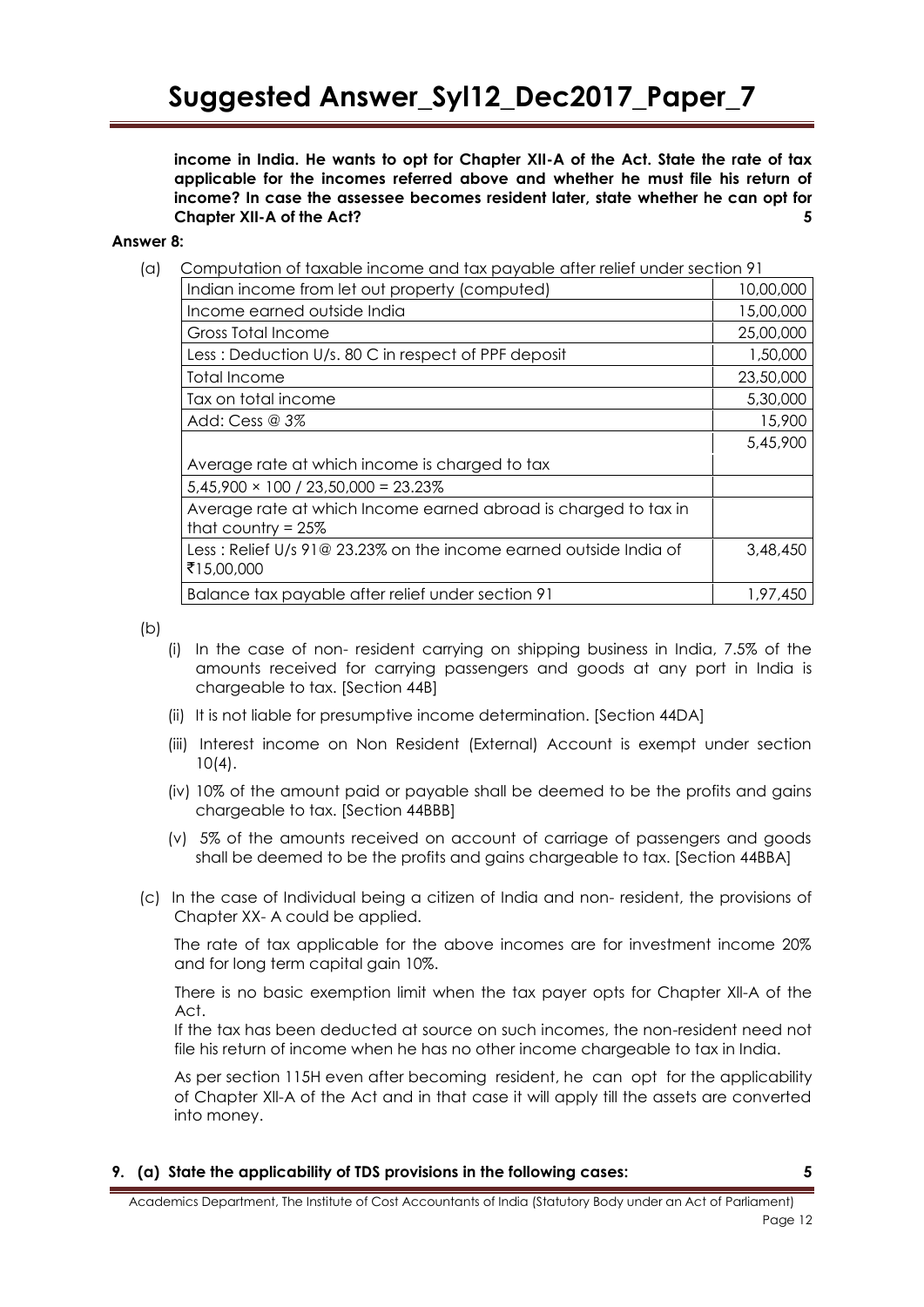**income in India. He wants to opt for Chapter XII-A of the Act. State the rate of tax applicable for the incomes referred above and whether he must file his return of income? In case the assessee becomes resident later, state whether he can opt for Chapter XII-A of the Act? 5**

**Answer 8:**

(a) Computation of taxable income and tax payable after relief under section 91

| | |
|---|---|
| Indian income from let out property (computed) | 10,00,000 |
| Income earned outside India | 15,00,000 |
| Gross Total Income | 25,00,000 |
| Less : Deduction U/s. 80 C in respect of PPF deposit | 1,50,000 |
| Total Income | 23,50,000 |
| Tax on total income | 5,30,000 |
| Add: Cess @ 3% | 15,900 |
| Average rate at which income is charged to tax | 5,45,900 |
| 5,45,900 × 100 / 23,50,000 = 23.23% | |
| Average rate at which Income earned abroad is charged to tax in that country = 25% | |
| Less : Relief U/s 91@ 23.23% on the income earned outside India of ₹15,00,000 | 3,48,450 |
| Balance tax payable after relief under section 91 | 1,97,450 |

(b)

(i) In the case of non- resident carrying on shipping business in India, 7.5% of the amounts received for carrying passengers and goods at any port in India is chargeable to tax. [Section 44B]

(ii) It is not liable for presumptive income determination. [Section 44DA]

(iii) Interest income on Non Resident (External) Account is exempt under section 10(4).

(iv) 10% of the amount paid or payable shall be deemed to be the profits and gains chargeable to tax. [Section 44BBB]

(v) 5% of the amounts received on account of carriage of passengers and goods shall be deemed to be the profits and gains chargeable to tax. [Section 44BBA]

(c) In the case of Individual being a citizen of India and non- resident, the provisions of Chapter XX- A could be applied.

The rate of tax applicable for the above incomes are for investment income 20% and for long term capital gain 10%.

There is no basic exemption limit when the tax payer opts for Chapter XII-A of the Act.

If the tax has been deducted at source on such incomes, the non-resident need not file his return of income when he has no other income chargeable to tax in India.

As per section 115H even after becoming resident, he can opt for the applicability of Chapter XII-A of the Act and in that case it will apply till the assets are converted into money.

**9. (a) State the applicability of TDS provisions in the following cases: 5**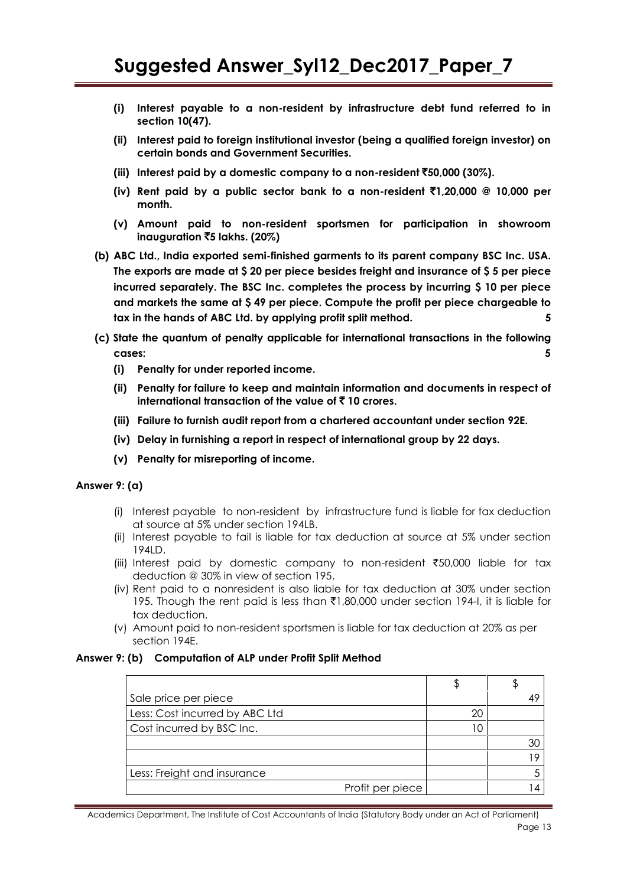- **(i) Interest payable to a non-resident by infrastructure debt fund referred to in section 10(47).**
- **(ii) Interest paid to foreign institutional investor (being a qualified foreign investor) on certain bonds and Government Securities.**
- **(iii) Interest paid by a domestic company to a non-resident ₹50,000 (30%).**
- **(iv) Rent paid by a public sector bank to a non-resident ₹1,20,000 @ 10,000 per month.**
- **(v) Amount paid to non-resident sportsmen for participation in showroom inauguration ₹5 lakhs. (20%)**

**(b) ABC Ltd., India exported semi-finished garments to its parent company BSC Inc. USA. The exports are made at $ 20 per piece besides freight and insurance of $ 5 per piece incurred separately. The BSC Inc. completes the process by incurring $ 10 per piece and markets the same at $ 49 per piece. Compute the profit per piece chargeable to tax in the hands of ABC Ltd. by applying profit split method.** **5**

**(c) State the quantum of penalty applicable for international transactions in the following cases:** **5**

- **(i) Penalty for under reported income.**
- **(ii) Penalty for failure to keep and maintain information and documents in respect of international transaction of the value of ₹ 10 crores.**
- **(iii) Failure to furnish audit report from a chartered accountant under section 92E.**
- **(iv) Delay in furnishing a report in respect of international group by 22 days.**
- **(v) Penalty for misreporting of income.**

**Answer 9: (a)**

(i) Interest payable to non-resident by infrastructure fund is liable for tax deduction at source at 5% under section 194LB.

(ii) Interest payable to fail is liable for tax deduction at source at 5% under section 194LD.

(iii) Interest paid by domestic company to non-resident ₹50,000 liable for tax deduction @ 30% in view of section 195.

(iv) Rent paid to a nonresident is also liable for tax deduction at 30% under section 195. Though the rent paid is less than ₹1,80,000 under section 194-I, it is liable for tax deduction.

(v) Amount paid to non-resident sportsmen is liable for tax deduction at 20% as per section 194E.

**Answer 9: (b) Computation of ALP under Profit Split Method**

| | $ | $ |
|---|---|---|
| Sale price per piece | | 49 |
| Less: Cost incurred by ABC Ltd | 20 | |
| Cost incurred by BSC Inc. | 10 | |
| | | 30 |
| | | 19 |
| Less: Freight and insurance | | 5 |
| Profit per piece | | 14 |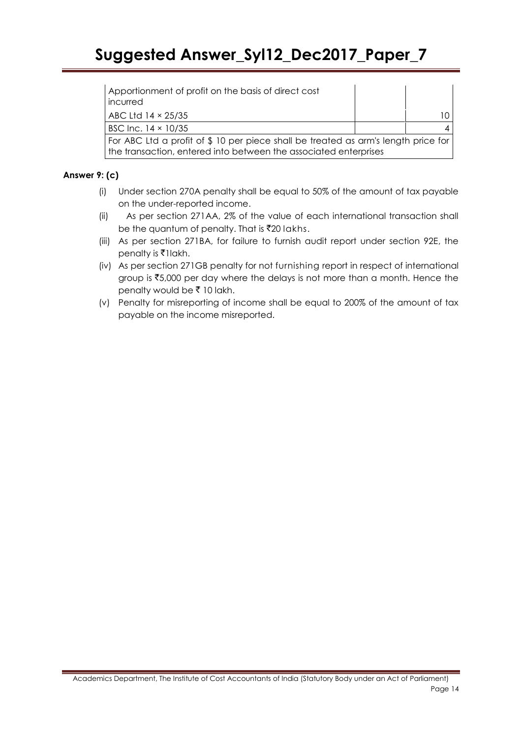| | | |
|---|---|---|
| Apportionment of profit on the basis of direct cost incurred | | |
| ABC Ltd 14 × 25/35 | | 10 |
| BSC Inc. 14 × 10/35 | | 4 |
| For ABC Ltd a profit of $ 10 per piece shall be treated as arm's length price for the transaction, entered into between the associated enterprises | | |

**Answer 9: (c)**

(i) Under section 270A penalty shall be equal to 50% of the amount of tax payable on the under-reported income.

(ii) As per section 271AA, 2% of the value of each international transaction shall be the quantum of penalty. That is ₹20 lakhs.

(iii) As per section 271BA, for failure to furnish audit report under section 92E, the penalty is ₹1lakh.

(iv) As per section 271GB penalty for not furnishing report in respect of international group is ₹5,000 per day where the delays is not more than a month. Hence the penalty would be ₹ 10 lakh.

(v) Penalty for misreporting of income shall be equal to 200% of the amount of tax payable on the income misreported.